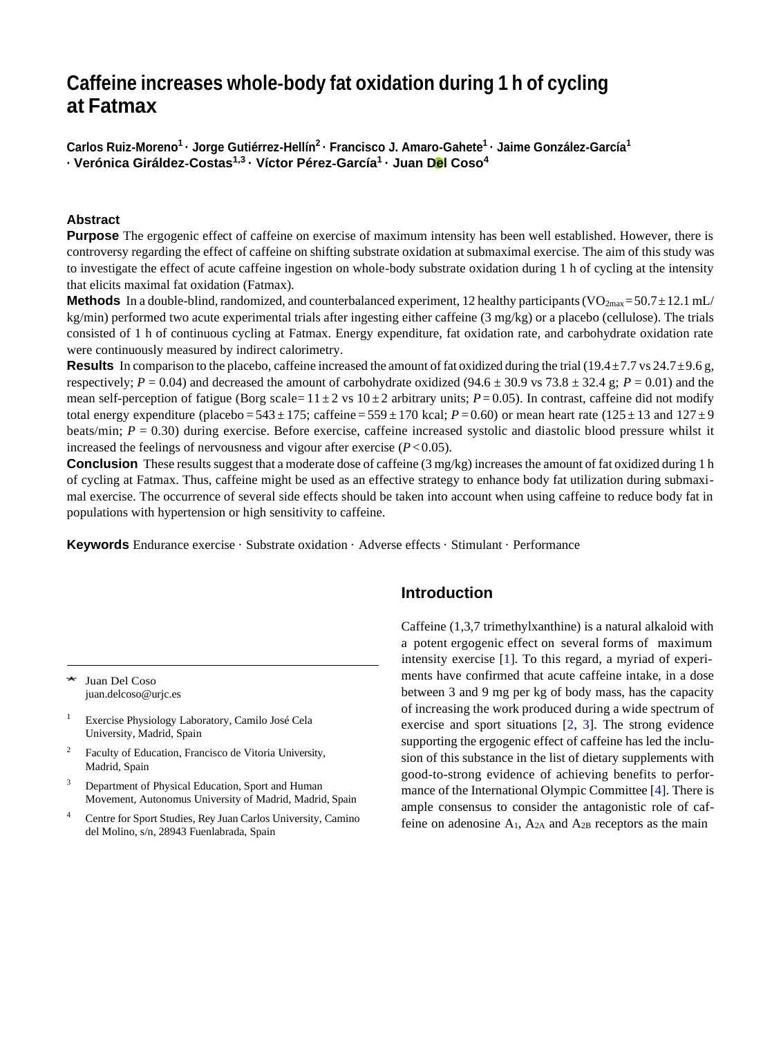# Caffeine increases whole-body fat oxidation during 1 h of cycling at Fatmax

**Carlos Ruiz-Moreno[1] · Jorge Gutiérrez-Hellín[2] · Francisco J. Amaro-Gahete[1] · Jaime González-García[1] · Verónica Giráldez-Costas[1,3] · Víctor Pérez-García[1] · Juan Del Coso[4]**

### Abstract

**Purpose** The ergogenic effect of caffeine on exercise of maximum intensity has been well established. However, there is controversy regarding the effect of caffeine on shifting substrate oxidation at submaximal exercise. The aim of this study was to investigate the effect of acute caffeine ingestion on whole-body substrate oxidation during 1 h of cycling at the intensity that elicits maximal fat oxidation (Fatmax).

**Methods** In a double-blind, randomized, and counterbalanced experiment, 12 healthy participants ($VO_{2max}$ = 50.7 ± 12.1 mL/kg/min) performed two acute experimental trials after ingesting either caffeine (3 mg/kg) or a placebo (cellulose). The trials consisted of 1 h of continuous cycling at Fatmax. Energy expenditure, fat oxidation rate, and carbohydrate oxidation rate were continuously measured by indirect calorimetry.

**Results** In comparison to the placebo, caffeine increased the amount of fat oxidized during the trial (19.4 ± 7.7 vs 24.7 ± 9.6 g, respectively; $P = 0.04$) and decreased the amount of carbohydrate oxidized (94.6 ± 30.9 vs 73.8 ± 32.4 g; $P = 0.01$) and the mean self-perception of fatigue (Borg scale = 11 ± 2 vs 10 ± 2 arbitrary units; $P = 0.05$). In contrast, caffeine did not modify total energy expenditure (placebo = 543 ± 175; caffeine = 559 ± 170 kcal; $P = 0.60$) or mean heart rate (125 ± 13 and 127 ± 9 beats/min; $P = 0.30$) during exercise. Before exercise, caffeine increased systolic and diastolic blood pressure whilst it increased the feelings of nervousness and vigour after exercise ($P < 0.05$).

**Conclusion** These results suggest that a moderate dose of caffeine (3 mg/kg) increases the amount of fat oxidized during 1 h of cycling at Fatmax. Thus, caffeine might be used as an effective strategy to enhance body fat utilization during submaximal exercise. The occurrence of several side effects should be taken into account when using caffeine to reduce body fat in populations with hypertension or high sensitivity to caffeine.

**Keywords** Endurance exercise · Substrate oxidation · Adverse effects · Stimulant · Performance

## Introduction

Caffeine (1,3,7 trimethylxanthine) is a natural alkaloid with a potent ergogenic effect on several forms of maximum intensity exercise [1]. To this regard, a myriad of experiments have confirmed that acute caffeine intake, in a dose between 3 and 9 mg per kg of body mass, has the capacity of increasing the work produced during a wide spectrum of exercise and sport situations [2, 3]. The strong evidence supporting the ergogenic effect of caffeine has led the inclusion of this substance in the list of dietary supplements with good-to-strong evidence of achieving benefits to performance of the International Olympic Committee [4]. There is ample consensus to consider the antagonistic role of caffeine on adenosine $A_1$, $A_{2A}$ and $A_{2B}$ receptors as the main

---

✉ Juan Del Coso
juan.delcoso@urjc.es

[1] Exercise Physiology Laboratory, Camilo José Cela University, Madrid, Spain

[2] Faculty of Education, Francisco de Vitoria University, Madrid, Spain

[3] Department of Physical Education, Sport and Human Movement, Autonomus University of Madrid, Madrid, Spain

[4] Centre for Sport Studies, Rey Juan Carlos University, Camino del Molino, s/n, 28943 Fuenlabrada, Spain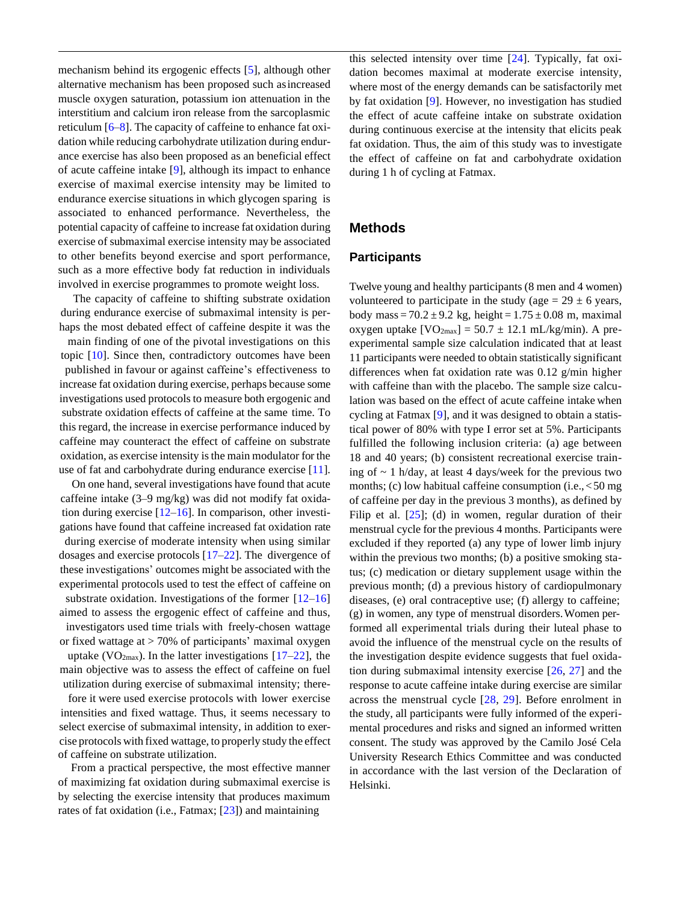mechanism behind its ergogenic effects [5], although other alternative mechanism has been proposed such as increased muscle oxygen saturation, potassium ion attenuation in the interstitium and calcium iron release from the sarcoplasmic reticulum [6–8]. The capacity of caffeine to enhance fat oxidation while reducing carbohydrate utilization during endurance exercise has also been proposed as an beneficial effect of acute caffeine intake [9], although its impact to enhance exercise of maximal exercise intensity may be limited to endurance exercise situations in which glycogen sparing is associated to enhanced performance. Nevertheless, the potential capacity of caffeine to increase fat oxidation during exercise of submaximal exercise intensity may be associated to other benefits beyond exercise and sport performance, such as a more effective body fat reduction in individuals involved in exercise programmes to promote weight loss.

The capacity of caffeine to shifting substrate oxidation during endurance exercise of submaximal intensity is perhaps the most debated effect of caffeine despite it was the main finding of one of the pivotal investigations on this topic [10]. Since then, contradictory outcomes have been published in favour or against caffeine's effectiveness to increase fat oxidation during exercise, perhaps because some investigations used protocols to measure both ergogenic and substrate oxidation effects of caffeine at the same time. To this regard, the increase in exercise performance induced by caffeine may counteract the effect of caffeine on substrate oxidation, as exercise intensity is the main modulator for the use of fat and carbohydrate during endurance exercise [11].

On one hand, several investigations have found that acute caffeine intake (3–9 mg/kg) was did not modify fat oxidation during exercise [12–16]. In comparison, other investigations have found that caffeine increased fat oxidation rate during exercise of moderate intensity when using similar dosages and exercise protocols [17–22]. The divergence of these investigations' outcomes might be associated with the experimental protocols used to test the effect of caffeine on substrate oxidation. Investigations of the former [12–16] aimed to assess the ergogenic effect of caffeine and thus, investigators used time trials with freely-chosen wattage or fixed wattage at > 70% of participants' maximal oxygen uptake ($VO_{2max}$). In the latter investigations [17–22], the main objective was to assess the effect of caffeine on fuel utilization during exercise of submaximal intensity; therefore it were used exercise protocols with lower exercise intensities and fixed wattage. Thus, it seems necessary to select exercise of submaximal intensity, in addition to exercise protocols with fixed wattage, to properly study the effect of caffeine on substrate utilization.

From a practical perspective, the most effective manner of maximizing fat oxidation during submaximal exercise is by selecting the exercise intensity that produces maximum rates of fat oxidation (i.e., Fatmax; [23]) and maintaining this selected intensity over time [24]. Typically, fat oxidation becomes maximal at moderate exercise intensity, where most of the energy demands can be satisfactorily met by fat oxidation [9]. However, no investigation has studied the effect of acute caffeine intake on substrate oxidation during continuous exercise at the intensity that elicits peak fat oxidation. Thus, the aim of this study was to investigate the effect of caffeine on fat and carbohydrate oxidation during 1 h of cycling at Fatmax.

## Methods

### Participants

Twelve young and healthy participants (8 men and 4 women) volunteered to participate in the study (age = 29 ± 6 years, body mass = 70.2 ± 9.2 kg, height = 1.75 ± 0.08 m, maximal oxygen uptake [$VO_{2max}$] = 50.7 ± 12.1 mL/kg/min). A pre-experimental sample size calculation indicated that at least 11 participants were needed to obtain statistically significant differences when fat oxidation rate was 0.12 g/min higher with caffeine than with the placebo. The sample size calculation was based on the effect of acute caffeine intake when cycling at Fatmax [9], and it was designed to obtain a statistical power of 80% with type I error set at 5%. Participants fulfilled the following inclusion criteria: (a) age between 18 and 40 years; (b) consistent recreational exercise training of ~ 1 h/day, at least 4 days/week for the previous two months; (c) low habitual caffeine consumption (i.e., < 50 mg of caffeine per day in the previous 3 months), as defined by Filip et al. [25]; (d) in women, regular duration of their menstrual cycle for the previous 4 months. Participants were excluded if they reported (a) any type of lower limb injury within the previous two months; (b) a positive smoking status; (c) medication or dietary supplement usage within the previous month; (d) a previous history of cardiopulmonary diseases, (e) oral contraceptive use; (f) allergy to caffeine; (g) in women, any type of menstrual disorders. Women performed all experimental trials during their luteal phase to avoid the influence of the menstrual cycle on the results of the investigation despite evidence suggests that fuel oxidation during submaximal intensity exercise [26, 27] and the response to acute caffeine intake during exercise are similar across the menstrual cycle [28, 29]. Before enrolment in the study, all participants were fully informed of the experimental procedures and risks and signed an informed written consent. The study was approved by the Camilo José Cela University Research Ethics Committee and was conducted in accordance with the last version of the Declaration of Helsinki.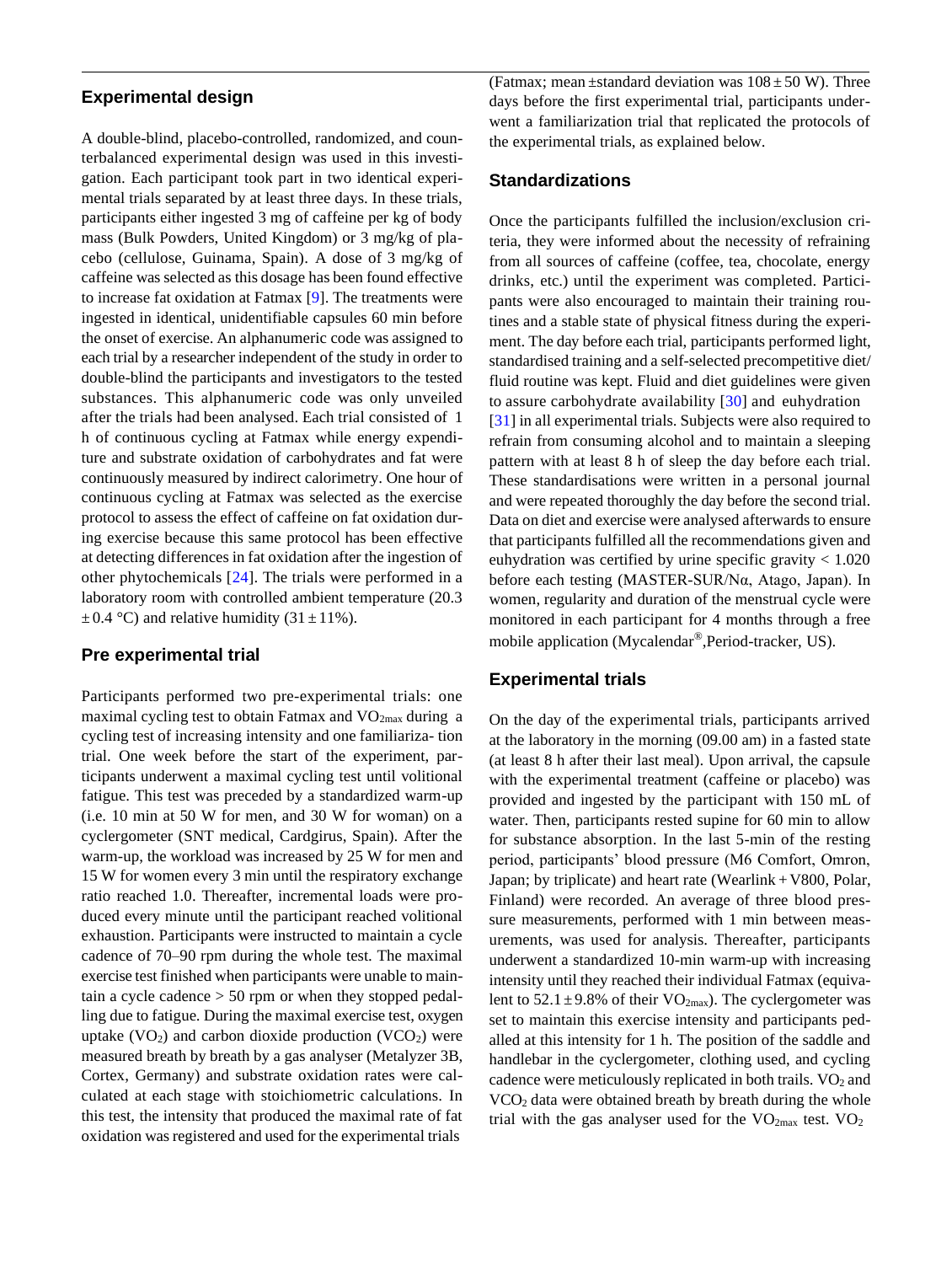## Experimental design

A double-blind, placebo-controlled, randomized, and counterbalanced experimental design was used in this investigation. Each participant took part in two identical experimental trials separated by at least three days. In these trials, participants either ingested 3 mg of caffeine per kg of body mass (Bulk Powders, United Kingdom) or 3 mg/kg of placebo (cellulose, Guinama, Spain). A dose of 3 mg/kg of caffeine was selected as this dosage has been found effective to increase fat oxidation at Fatmax [9]. The treatments were ingested in identical, unidentifiable capsules 60 min before the onset of exercise. An alphanumeric code was assigned to each trial by a researcher independent of the study in order to double-blind the participants and investigators to the tested substances. This alphanumeric code was only unveiled after the trials had been analysed. Each trial consisted of 1 h of continuous cycling at Fatmax while energy expenditure and substrate oxidation of carbohydrates and fat were continuously measured by indirect calorimetry. One hour of continuous cycling at Fatmax was selected as the exercise protocol to assess the effect of caffeine on fat oxidation during exercise because this same protocol has been effective at detecting differences in fat oxidation after the ingestion of other phytochemicals [24]. The trials were performed in a laboratory room with controlled ambient temperature (20.3 ± 0.4 °C) and relative humidity (31 ± 11%).

## Pre experimental trial

Participants performed two pre-experimental trials: one maximal cycling test to obtain Fatmax and $VO_{2max}$ during a cycling test of increasing intensity and one familiarization trial. One week before the start of the experiment, participants underwent a maximal cycling test until volitional fatigue. This test was preceded by a standardized warm-up (i.e. 10 min at 50 W for men, and 30 W for woman) on a cyclergometer (SNT medical, Cardgirus, Spain). After the warm-up, the workload was increased by 25 W for men and 15 W for women every 3 min until the respiratory exchange ratio reached 1.0. Thereafter, incremental loads were produced every minute until the participant reached volitional exhaustion. Participants were instructed to maintain a cycle cadence of 70–90 rpm during the whole test. The maximal exercise test finished when participants were unable to maintain a cycle cadence > 50 rpm or when they stopped pedalling due to fatigue. During the maximal exercise test, oxygen uptake ($VO_2$) and carbon dioxide production ($VCO_2$) were measured breath by breath by a gas analyser (Metalyzer 3B, Cortex, Germany) and substrate oxidation rates were calculated at each stage with stoichiometric calculations. In this test, the intensity that produced the maximal rate of fat oxidation was registered and used for the experimental trials (Fatmax; mean ±standard deviation was 108 ± 50 W). Three days before the first experimental trial, participants underwent a familiarization trial that replicated the protocols of the experimental trials, as explained below.

## Standardizations

Once the participants fulfilled the inclusion/exclusion criteria, they were informed about the necessity of refraining from all sources of caffeine (coffee, tea, chocolate, energy drinks, etc.) until the experiment was completed. Participants were also encouraged to maintain their training routines and a stable state of physical fitness during the experiment. The day before each trial, participants performed light, standardised training and a self-selected precompetitive diet/fluid routine was kept. Fluid and diet guidelines were given to assure carbohydrate availability [30] and euhydration [31] in all experimental trials. Subjects were also required to refrain from consuming alcohol and to maintain a sleeping pattern with at least 8 h of sleep the day before each trial. These standardisations were written in a personal journal and were repeated thoroughly the day before the second trial. Data on diet and exercise were analysed afterwards to ensure that participants fulfilled all the recommendations given and euhydration was certified by urine specific gravity < 1.020 before each testing (MASTER-SUR/Nα, Atago, Japan). In women, regularity and duration of the menstrual cycle were monitored in each participant for 4 months through a free mobile application (Mycalendar®, Period-tracker, US).

## Experimental trials

On the day of the experimental trials, participants arrived at the laboratory in the morning (09.00 am) in a fasted state (at least 8 h after their last meal). Upon arrival, the capsule with the experimental treatment (caffeine or placebo) was provided and ingested by the participant with 150 mL of water. Then, participants rested supine for 60 min to allow for substance absorption. In the last 5-min of the resting period, participants' blood pressure (M6 Comfort, Omron, Japan; by triplicate) and heart rate (Wearlink + V800, Polar, Finland) were recorded. An average of three blood pressure measurements, performed with 1 min between measurements, was used for analysis. Thereafter, participants underwent a standardized 10-min warm-up with increasing intensity until they reached their individual Fatmax (equivalent to 52.1 ± 9.8% of their $VO_{2max}$). The cyclergometer was set to maintain this exercise intensity and participants pedalled at this intensity for 1 h. The position of the saddle and handlebar in the cyclergometer, clothing used, and cycling cadence were meticulously replicated in both trails. $VO_2$ and $VCO_2$ data were obtained breath by breath during the whole trial with the gas analyser used for the $VO_{2max}$ test. $VO_2$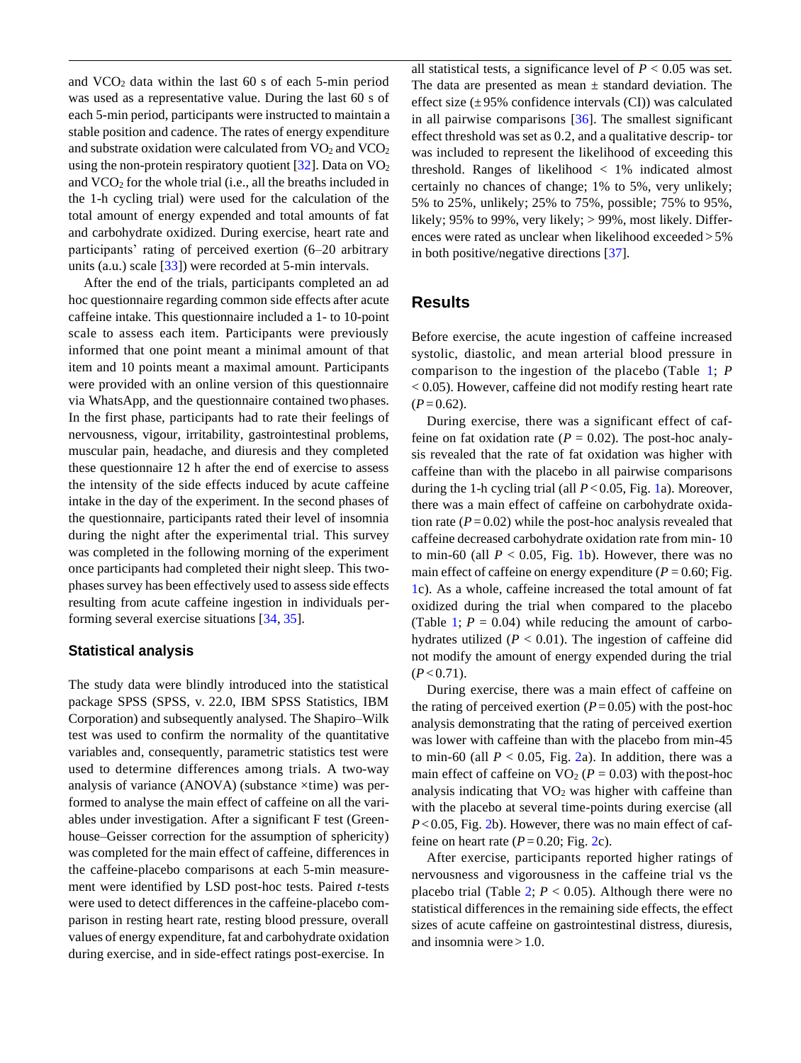and $VCO_2$ data within the last 60 s of each 5-min period was used as a representative value. During the last 60 s of each 5-min period, participants were instructed to maintain a stable position and cadence. The rates of energy expenditure and substrate oxidation were calculated from $VO_2$ and $VCO_2$ using the non-protein respiratory quotient [32]. Data on $VO_2$ and $VCO_2$ for the whole trial (i.e., all the breaths included in the 1-h cycling trial) were used for the calculation of the total amount of energy expended and total amounts of fat and carbohydrate oxidized. During exercise, heart rate and participants' rating of perceived exertion (6–20 arbitrary units (a.u.) scale [33]) were recorded at 5-min intervals.

After the end of the trials, participants completed an ad hoc questionnaire regarding common side effects after acute caffeine intake. This questionnaire included a 1- to 10-point scale to assess each item. Participants were previously informed that one point meant a minimal amount of that item and 10 points meant a maximal amount. Participants were provided with an online version of this questionnaire via WhatsApp, and the questionnaire contained two phases. In the first phase, participants had to rate their feelings of nervousness, vigour, irritability, gastrointestinal problems, muscular pain, headache, and diuresis and they completed these questionnaire 12 h after the end of exercise to assess the intensity of the side effects induced by acute caffeine intake in the day of the experiment. In the second phases of the questionnaire, participants rated their level of insomnia during the night after the experimental trial. This survey was completed in the following morning of the experiment once participants had completed their night sleep. This two-phases survey has been effectively used to assess side effects resulting from acute caffeine ingestion in individuals performing several exercise situations [34, 35].

### Statistical analysis

The study data were blindly introduced into the statistical package SPSS (SPSS, v. 22.0, IBM SPSS Statistics, IBM Corporation) and subsequently analysed. The Shapiro–Wilk test was used to confirm the normality of the quantitative variables and, consequently, parametric statistics test were used to determine differences among trials. A two-way analysis of variance (ANOVA) (substance ×time) was performed to analyse the main effect of caffeine on all the variables under investigation. After a significant F test (Greenhouse–Geisser correction for the assumption of sphericity) was completed for the main effect of caffeine, differences in the caffeine-placebo comparisons at each 5-min measurement were identified by LSD post-hoc tests. Paired *t*-tests were used to detect differences in the caffeine-placebo comparison in resting heart rate, resting blood pressure, overall values of energy expenditure, fat and carbohydrate oxidation during exercise, and in side-effect ratings post-exercise. In all statistical tests, a significance level of $P < 0.05$ was set. The data are presented as mean ± standard deviation. The effect size (± 95% confidence intervals (CI)) was calculated in all pairwise comparisons [36]. The smallest significant effect threshold was set as 0.2, and a qualitative descrip- tor was included to represent the likelihood of exceeding this threshold. Ranges of likelihood < 1% indicated almost certainly no chances of change; 1% to 5%, very unlikely; 5% to 25%, unlikely; 25% to 75%, possible; 75% to 95%, likely; 95% to 99%, very likely; > 99%, most likely. Differences were rated as unclear when likelihood exceeded > 5% in both positive/negative directions [37].

## Results

Before exercise, the acute ingestion of caffeine increased systolic, diastolic, and mean arterial blood pressure in comparison to the ingestion of the placebo (Table 1; $P < 0.05$). However, caffeine did not modify resting heart rate ($P = 0.62$).

During exercise, there was a significant effect of caffeine on fat oxidation rate ($P = 0.02$). The post-hoc analysis revealed that the rate of fat oxidation was higher with caffeine than with the placebo in all pairwise comparisons during the 1-h cycling trial (all $P < 0.05$, Fig. 1a). Moreover, there was a main effect of caffeine on carbohydrate oxidation rate ($P = 0.02$) while the post-hoc analysis revealed that caffeine decreased carbohydrate oxidation rate from min- 10 to min-60 (all $P < 0.05$, Fig. 1b). However, there was no main effect of caffeine on energy expenditure ($P = 0.60$; Fig. 1c). As a whole, caffeine increased the total amount of fat oxidized during the trial when compared to the placebo (Table 1; $P = 0.04$) while reducing the amount of carbohydrates utilized ($P < 0.01$). The ingestion of caffeine did not modify the amount of energy expended during the trial ($P < 0.71$).

During exercise, there was a main effect of caffeine on the rating of perceived exertion ($P = 0.05$) with the post-hoc analysis demonstrating that the rating of perceived exertion was lower with caffeine than with the placebo from min-45 to min-60 (all $P < 0.05$, Fig. 2a). In addition, there was a main effect of caffeine on $VO_2$ ($P = 0.03$) with the post-hoc analysis indicating that $VO_2$ was higher with caffeine than with the placebo at several time-points during exercise (all $P < 0.05$, Fig. 2b). However, there was no main effect of caffeine on heart rate ($P = 0.20$; Fig. 2c).

After exercise, participants reported higher ratings of nervousness and vigorousness in the caffeine trial vs the placebo trial (Table 2; $P < 0.05$). Although there were no statistical differences in the remaining side effects, the effect sizes of acute caffeine on gastrointestinal distress, diuresis, and insomnia were > 1.0.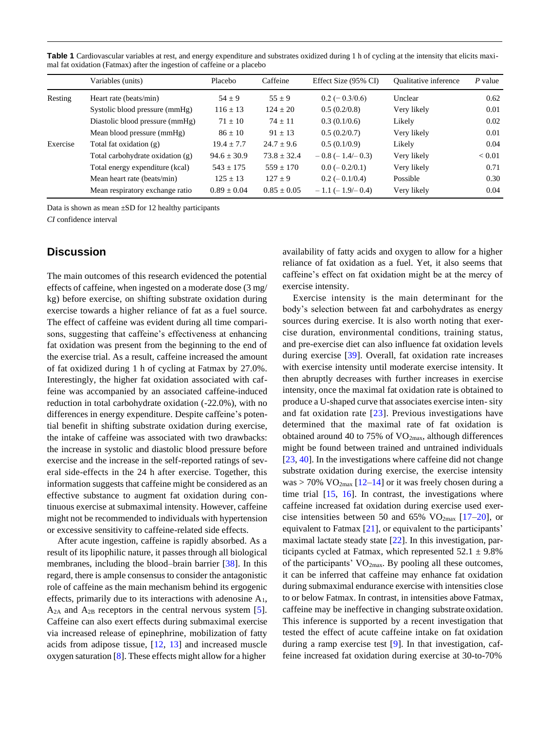**Table 1** Cardiovascular variables at rest, and energy expenditure and substrates oxidized during 1 h of cycling at the intensity that elicits maximal fat oxidation (Fatmax) after the ingestion of caffeine or a placebo

| | Variables (units) | Placebo | Caffeine | Effect Size (95% CI) | Qualitative inference | *P* value |
|---|---|---|---|---|---|---|
| Resting | Heart rate (beats/min) | 54 ± 9 | 55 ± 9 | 0.2 (− 0.3/0.6) | Unclear | 0.62 |
| | Systolic blood pressure (mmHg) | 116 ± 13 | 124 ± 20 | 0.5 (0.2/0.8) | Very likely | 0.01 |
| | Diastolic blood pressure (mmHg) | 71 ± 10 | 74 ± 11 | 0.3 (0.1/0.6) | Likely | 0.02 |
| | Mean blood pressure (mmHg) | 86 ± 10 | 91 ± 13 | 0.5 (0.2/0.7) | Very likely | 0.01 |
| Exercise | Total fat oxidation (g) | 19.4 ± 7.7 | 24.7 ± 9.6 | 0.5 (0.1/0.9) | Likely | 0.04 |
| | Total carbohydrate oxidation (g) | 94.6 ± 30.9 | 73.8 ± 32.4 | − 0.8 (− 1.4/− 0.3) | Very likely | < 0.01 |
| | Total energy expenditure (kcal) | 543 ± 175 | 559 ± 170 | 0.0 (− 0.2/0.1) | Very likely | 0.71 |
| | Mean heart rate (beats/min) | 125 ± 13 | 127 ± 9 | 0.2 (− 0.1/0.4) | Possible | 0.30 |
| | Mean respiratory exchange ratio | 0.89 ± 0.04 | 0.85 ± 0.05 | − 1.1 (− 1.9/− 0.4) | Very likely | 0.04 |

Data is shown as mean ±SD for 12 healthy participants

*CI* confidence interval

## Discussion

The main outcomes of this research evidenced the potential effects of caffeine, when ingested on a moderate dose (3 mg/kg) before exercise, on shifting substrate oxidation during exercise towards a higher reliance of fat as a fuel source. The effect of caffeine was evident during all time comparisons, suggesting that caffeine's effectiveness at enhancing fat oxidation was present from the beginning to the end of the exercise trial. As a result, caffeine increased the amount of fat oxidized during 1 h of cycling at Fatmax by 27.0%. Interestingly, the higher fat oxidation associated with caffeine was accompanied by an associated caffeine-induced reduction in total carbohydrate oxidation (-22.0%), with no differences in energy expenditure. Despite caffeine's potential benefit in shifting substrate oxidation during exercise, the intake of caffeine was associated with two drawbacks: the increase in systolic and diastolic blood pressure before exercise and the increase in the self-reported ratings of several side-effects in the 24 h after exercise. Together, this information suggests that caffeine might be considered as an effective substance to augment fat oxidation during continuous exercise at submaximal intensity. However, caffeine might not be recommended to individuals with hypertension or excessive sensitivity to caffeine-related side effects.

After acute ingestion, caffeine is rapidly absorbed. As a result of its lipophilic nature, it passes through all biological membranes, including the blood–brain barrier [38]. In this regard, there is ample consensus to consider the antagonistic role of caffeine as the main mechanism behind its ergogenic effects, primarily due to its interactions with adenosine $A_1$, $A_{2A}$ and $A_{2B}$ receptors in the central nervous system [5]. Caffeine can also exert effects during submaximal exercise via increased release of epinephrine, mobilization of fatty acids from adipose tissue, [12, 13] and increased muscle oxygen saturation [8]. These effects might allow for a higher availability of fatty acids and oxygen to allow for a higher reliance of fat oxidation as a fuel. Yet, it also seems that caffeine's effect on fat oxidation might be at the mercy of exercise intensity.

Exercise intensity is the main determinant for the body's selection between fat and carbohydrates as energy sources during exercise. It is also worth noting that exercise duration, environmental conditions, training status, and pre-exercise diet can also influence fat oxidation levels during exercise [39]. Overall, fat oxidation rate increases with exercise intensity until moderate exercise intensity. It then abruptly decreases with further increases in exercise intensity, once the maximal fat oxidation rate is obtained to produce a U-shaped curve that associates exercise inten- sity and fat oxidation rate [23]. Previous investigations have determined that the maximal rate of fat oxidation is obtained around 40 to 75% of $VO_{2max}$, although differences might be found between trained and untrained individuals [23, 40]. In the investigations where caffeine did not change substrate oxidation during exercise, the exercise intensity was > 70% $VO_{2max}$ [12–14] or it was freely chosen during a time trial [15, 16]. In contrast, the investigations where caffeine increased fat oxidation during exercise used exercise intensities between 50 and 65% $VO_{2max}$ [17–20], or equivalent to Fatmax [21], or equivalent to the participants' maximal lactate steady state [22]. In this investigation, participants cycled at Fatmax, which represented 52.1 ± 9.8% of the participants' $VO_{2max}$. By pooling all these outcomes, it can be inferred that caffeine may enhance fat oxidation during submaximal endurance exercise with intensities close to or below Fatmax. In contrast, in intensities above Fatmax, caffeine may be ineffective in changing substrate oxidation. This inference is supported by a recent investigation that tested the effect of acute caffeine intake on fat oxidation during a ramp exercise test [9]. In that investigation, caffeine increased fat oxidation during exercise at 30-to-70%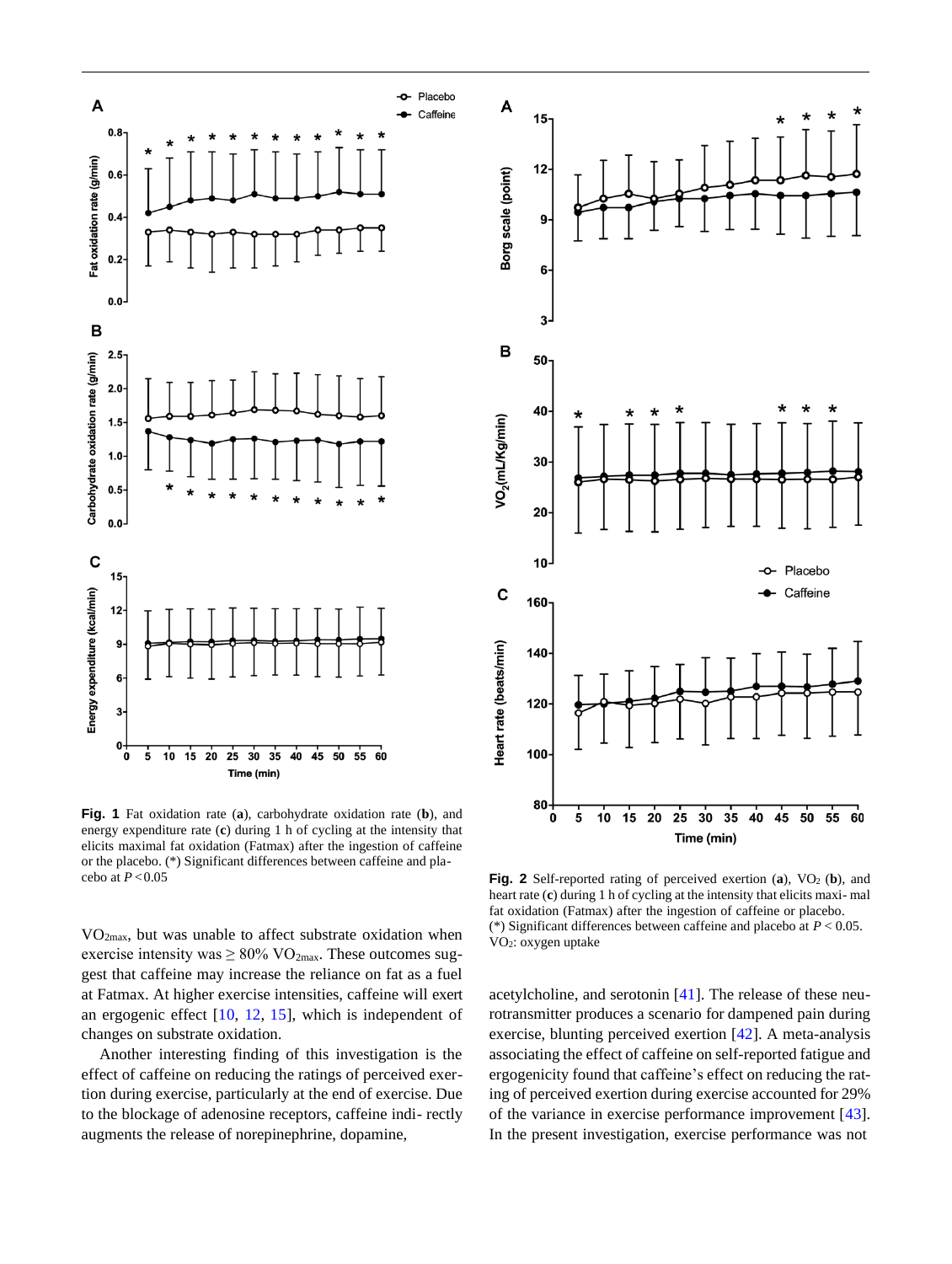**Fig. 1** Fat oxidation rate (**a**), carbohydrate oxidation rate (**b**), and energy expenditure rate (**c**) during 1 h of cycling at the intensity that elicits maximal fat oxidation (Fatmax) after the ingestion of caffeine or the placebo. (*) Significant differences between caffeine and placebo at $P < 0.05$

**Fig. 2** Self-reported rating of perceived exertion (**a**), $VO_2$ (**b**), and heart rate (**c**) during 1 h of cycling at the intensity that elicits maxi- mal fat oxidation (Fatmax) after the ingestion of caffeine or placebo. (*) Significant differences between caffeine and placebo at $P < 0.05$. $VO_2$: oxygen uptake

$VO_{2max}$, but was unable to affect substrate oxidation when exercise intensity was $\geq 80\%$ $VO_{2max}$. These outcomes suggest that caffeine may increase the reliance on fat as a fuel at Fatmax. At higher exercise intensities, caffeine will exert an ergogenic effect [10, 12, 15], which is independent of changes on substrate oxidation.

Another interesting finding of this investigation is the effect of caffeine on reducing the ratings of perceived exertion during exercise, particularly at the end of exercise. Due to the blockage of adenosine receptors, caffeine indi- rectly augments the release of norepinephrine, dopamine, acetylcholine, and serotonin [41]. The release of these neurotransmitter produces a scenario for dampened pain during exercise, blunting perceived exertion [42]. A meta-analysis associating the effect of caffeine on self-reported fatigue and ergogenicity found that caffeine's effect on reducing the rating of perceived exertion during exercise accounted for 29% of the variance in exercise performance improvement [43]. In the present investigation, exercise performance was not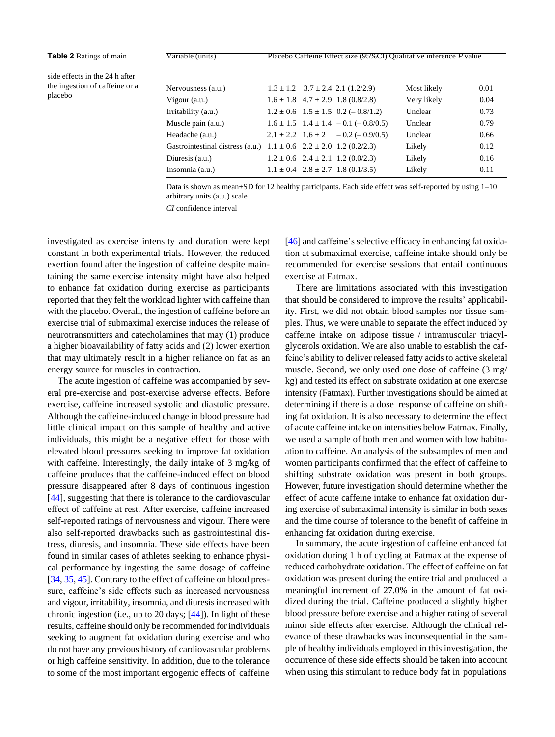**Table 2** Ratings of main side effects in the 24 h after the ingestion of caffeine or a placebo

| Variable (units) | Placebo | Caffeine | Effect size (95%CI) | Qualitative inference | *P* value |
|---|---|---|---|---|---|
| Nervousness (a.u.) | 1.3 ± 1.2 | 3.7 ± 2.4 | 2.1 (1.2/2.9) | Most likely | 0.01 |
| Vigour (a.u.) | 1.6 ± 1.8 | 4.7 ± 2.9 | 1.8 (0.8/2.8) | Very likely | 0.04 |
| Irritability (a.u.) | 1.2 ± 0.6 | 1.5 ± 1.5 | 0.2 (– 0.8/1.2) | Unclear | 0.73 |
| Muscle pain (a.u.) | 1.6 ± 1.5 | 1.4 ± 1.4 | – 0.1 (– 0.8/0.5) | Unclear | 0.79 |
| Headache (a.u.) | 2.1 ± 2.2 | 1.6 ± 2 | – 0.2 (– 0.9/0.5) | Unclear | 0.66 |
| Gastrointestinal distress (a.u.) | 1.1 ± 0.6 | 2.2 ± 2.0 | 1.2 (0.2/2.3) | Likely | 0.12 |
| Diuresis (a.u.) | 1.2 ± 0.6 | 2.4 ± 2.1 | 1.2 (0.0/2.3) | Likely | 0.16 |
| Insomnia (a.u.) | 1.1 ± 0.4 | 2.8 ± 2.7 | 1.8 (0.1/3.5) | Likely | 0.11 |

Data is shown as mean±SD for 12 healthy participants. Each side effect was self-reported by using 1–10 arbitrary units (a.u.) scale

*CI* confidence interval

investigated as exercise intensity and duration were kept constant in both experimental trials. However, the reduced exertion found after the ingestion of caffeine despite maintaining the same exercise intensity might have also helped to enhance fat oxidation during exercise as participants reported that they felt the workload lighter with caffeine than with the placebo. Overall, the ingestion of caffeine before an exercise trial of submaximal exercise induces the release of neurotransmitters and catecholamines that may (1) produce a higher bioavailability of fatty acids and (2) lower exertion that may ultimately result in a higher reliance on fat as an energy source for muscles in contraction.

The acute ingestion of caffeine was accompanied by several pre-exercise and post-exercise adverse effects. Before exercise, caffeine increased systolic and diastolic pressure. Although the caffeine-induced change in blood pressure had little clinical impact on this sample of healthy and active individuals, this might be a negative effect for those with elevated blood pressures seeking to improve fat oxidation with caffeine. Interestingly, the daily intake of 3 mg/kg of caffeine produces that the caffeine-induced effect on blood pressure disappeared after 8 days of continuous ingestion [44], suggesting that there is tolerance to the cardiovascular effect of caffeine at rest. After exercise, caffeine increased self-reported ratings of nervousness and vigour. There were also self-reported drawbacks such as gastrointestinal distress, diuresis, and insomnia. These side effects have been found in similar cases of athletes seeking to enhance physical performance by ingesting the same dosage of caffeine [34, 35, 45]. Contrary to the effect of caffeine on blood pressure, caffeine's side effects such as increased nervousness and vigour, irritability, insomnia, and diuresis increased with chronic ingestion (i.e., up to 20 days; [44]). In light of these results, caffeine should only be recommended for individuals seeking to augment fat oxidation during exercise and who do not have any previous history of cardiovascular problems or high caffeine sensitivity. In addition, due to the tolerance to some of the most important ergogenic effects of caffeine [46] and caffeine's selective efficacy in enhancing fat oxidation at submaximal exercise, caffeine intake should only be recommended for exercise sessions that entail continuous exercise at Fatmax.

There are limitations associated with this investigation that should be considered to improve the results' applicability. First, we did not obtain blood samples nor tissue samples. Thus, we were unable to separate the effect induced by caffeine intake on adipose tissue / intramuscular triacylglycerols oxidation. We are also unable to establish the caffeine's ability to deliver released fatty acids to active skeletal muscle. Second, we only used one dose of caffeine (3 mg/kg) and tested its effect on substrate oxidation at one exercise intensity (Fatmax). Further investigations should be aimed at determining if there is a dose–response of caffeine on shifting fat oxidation. It is also necessary to determine the effect of acute caffeine intake on intensities below Fatmax. Finally, we used a sample of both men and women with low habituation to caffeine. An analysis of the subsamples of men and women participants confirmed that the effect of caffeine to shifting substrate oxidation was present in both groups. However, future investigation should determine whether the effect of acute caffeine intake to enhance fat oxidation during exercise of submaximal intensity is similar in both sexes and the time course of tolerance to the benefit of caffeine in enhancing fat oxidation during exercise.

In summary, the acute ingestion of caffeine enhanced fat oxidation during 1 h of cycling at Fatmax at the expense of reduced carbohydrate oxidation. The effect of caffeine on fat oxidation was present during the entire trial and produced a meaningful increment of 27.0% in the amount of fat oxidized during the trial. Caffeine produced a slightly higher blood pressure before exercise and a higher rating of several minor side effects after exercise. Although the clinical relevance of these drawbacks was inconsequential in the sample of healthy individuals employed in this investigation, the occurrence of these side effects should be taken into account when using this stimulant to reduce body fat in populations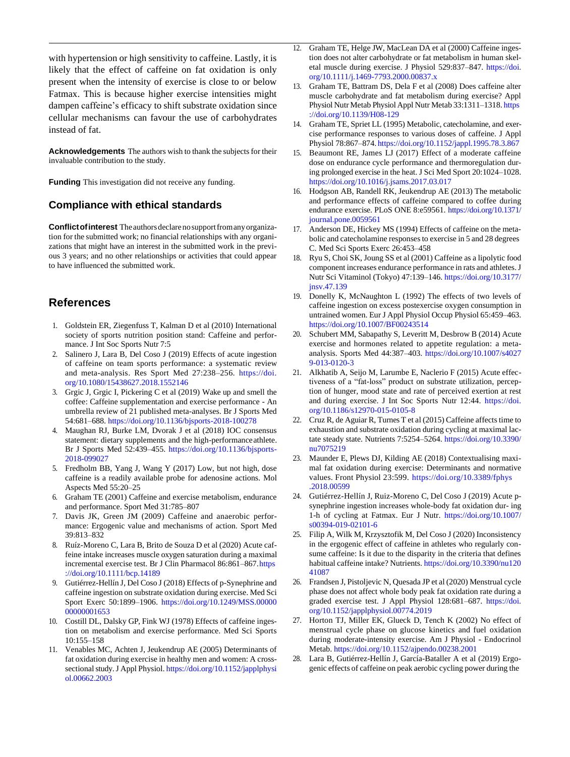with hypertension or high sensitivity to caffeine. Lastly, it is likely that the effect of caffeine on fat oxidation is only present when the intensity of exercise is close to or below Fatmax. This is because higher exercise intensities might dampen caffeine's efficacy to shift substrate oxidation since cellular mechanisms can favour the use of carbohydrates instead of fat.

**Acknowledgements** The authors wish to thank the subjects for their invaluable contribution to the study.

**Funding** This investigation did not receive any funding.

## Compliance with ethical standards

**Conflict of interest** The authors declare no support from any organization for the submitted work; no financial relationships with any organizations that might have an interest in the submitted work in the previous 3 years; and no other relationships or activities that could appear to have influenced the submitted work.

## References

1. Goldstein ER, Ziegenfuss T, Kalman D et al (2010) International society of sports nutrition position stand: Caffeine and performance. J Int Soc Sports Nutr 7:5
2. Salinero J, Lara B, Del Coso J (2019) Effects of acute ingestion of caffeine on team sports performance: a systematic review and meta-analysis. Res Sport Med 27:238–256. https://doi.org/10.1080/15438627.2018.1552146
3. Grgic J, Grgic I, Pickering C et al (2019) Wake up and smell the coffee: Caffeine supplementation and exercise performance - An umbrella review of 21 published meta-analyses. Br J Sports Med 54:681–688. https://doi.org/10.1136/bjsports-2018-100278
4. Maughan RJ, Burke LM, Dvorak J et al (2018) IOC consensus statement: dietary supplements and the high-performance athlete. Br J Sports Med 52:439–455. https://doi.org/10.1136/bjsports-2018-099027
5. Fredholm BB, Yang J, Wang Y (2017) Low, but not high, dose caffeine is a readily available probe for adenosine actions. Mol Aspects Med 55:20–25
6. Graham TE (2001) Caffeine and exercise metabolism, endurance and performance. Sport Med 31:785–807
7. Davis JK, Green JM (2009) Caffeine and anaerobic performance: Ergogenic value and mechanisms of action. Sport Med 39:813–832
8. Ruíz-Moreno C, Lara B, Brito de Souza D et al (2020) Acute caffeine intake increases muscle oxygen saturation during a maximal incremental exercise test. Br J Clin Pharmacol 86:861–867. https://doi.org/10.1111/bcp.14189
9. Gutiérrez-Hellín J, Del Coso J (2018) Effects of p-Synephrine and caffeine ingestion on substrate oxidation during exercise. Med Sci Sport Exerc 50:1899–1906. https://doi.org/10.1249/MSS.0000000000001653
10. Costill DL, Dalsky GP, Fink WJ (1978) Effects of caffeine ingestion on metabolism and exercise performance. Med Sci Sports 10:155–158
11. Venables MC, Achten J, Jeukendrup AE (2005) Determinants of fat oxidation during exercise in healthy men and women: A cross-sectional study. J Appl Physiol. https://doi.org/10.1152/japplphysiol.00662.2003
12. Graham TE, Helge JW, MacLean DA et al (2000) Caffeine ingestion does not alter carbohydrate or fat metabolism in human skeletal muscle during exercise. J Physiol 529:837–847. https://doi.org/10.1111/j.1469-7793.2000.00837.x
13. Graham TE, Battram DS, Dela F et al (2008) Does caffeine alter muscle carbohydrate and fat metabolism during exercise? Appl Physiol Nutr Metab Physiol Appl Nutr Metab 33:1311–1318. https://doi.org/10.1139/H08-129
14. Graham TE, Spriet LL (1995) Metabolic, catecholamine, and exercise performance responses to various doses of caffeine. J Appl Physiol 78:867–874. https://doi.org/10.1152/jappl.1995.78.3.867
15. Beaumont RE, James LJ (2017) Effect of a moderate caffeine dose on endurance cycle performance and thermoregulation during prolonged exercise in the heat. J Sci Med Sport 20:1024–1028. https://doi.org/10.1016/j.jsams.2017.03.017
16. Hodgson AB, Randell RK, Jeukendrup AE (2013) The metabolic and performance effects of caffeine compared to coffee during endurance exercise. PLoS ONE 8:e59561. https://doi.org/10.1371/journal.pone.0059561
17. Anderson DE, Hickey MS (1994) Effects of caffeine on the metabolic and catecholamine responses to exercise in 5 and 28 degrees C. Med Sci Sports Exerc 26:453–458
18. Ryu S, Choi SK, Joung SS et al (2001) Caffeine as a lipolytic food component increases endurance performance in rats and athletes. J Nutr Sci Vitaminol (Tokyo) 47:139–146. https://doi.org/10.3177/jnsv.47.139
19. Donelly K, McNaughton L (1992) The effects of two levels of caffeine ingestion on excess postexercise oxygen consumption in untrained women. Eur J Appl Physiol Occup Physiol 65:459–463. https://doi.org/10.1007/BF00243514
20. Schubert MM, Sabapathy S, Leveritt M, Desbrow B (2014) Acute exercise and hormones related to appetite regulation: a meta-analysis. Sports Med 44:387–403. https://doi.org/10.1007/s40279-013-0120-3
21. Alkhatib A, Seijo M, Larumbe E, Naclerio F (2015) Acute effectiveness of a "fat-loss" product on substrate utilization, perception of hunger, mood state and rate of perceived exertion at rest and during exercise. J Int Soc Sports Nutr 12:44. https://doi.org/10.1186/s12970-015-0105-8
22. Cruz R, de Aguiar R, Turnes T et al (2015) Caffeine affects time to exhaustion and substrate oxidation during cycling at maximal lactate steady state. Nutrients 7:5254–5264. https://doi.org/10.3390/nu7075219
23. Maunder E, Plews DJ, Kilding AE (2018) Contextualising maximal fat oxidation during exercise: Determinants and normative values. Front Physiol 23:599. https://doi.org/10.3389/fphys.2018.00599
24. Gutiérrez-Hellín J, Ruiz-Moreno C, Del Coso J (2019) Acute p-synephrine ingestion increases whole-body fat oxidation dur- ing 1-h of cycling at Fatmax. Eur J Nutr. https://doi.org/10.1007/s00394-019-02101-6
25. Filip A, Wilk M, Krzysztofik M, Del Coso J (2020) Inconsistency in the ergogenic effect of caffeine in athletes who regularly consume caffeine: Is it due to the disparity in the criteria that defines habitual caffeine intake? Nutrients. https://doi.org/10.3390/nu12041087
26. Frandsen J, Pistoljevic N, Quesada JP et al (2020) Menstrual cycle phase does not affect whole body peak fat oxidation rate during a graded exercise test. J Appl Physiol 128:681–687. https://doi.org/10.1152/japplphysiol.00774.2019
27. Horton TJ, Miller EK, Glueck D, Tench K (2002) No effect of menstrual cycle phase on glucose kinetics and fuel oxidation during moderate-intensity exercise. Am J Physiol - Endocrinol Metab. https://doi.org/10.1152/ajpendo.00238.2001
28. Lara B, Gutiérrez-Hellín J, García-Bataller A et al (2019) Ergogenic effects of caffeine on peak aerobic cycling power during the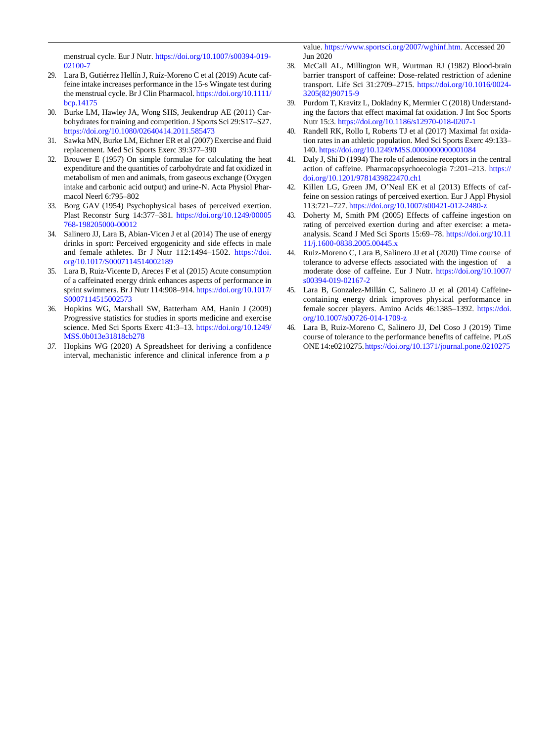menstrual cycle. Eur J Nutr. https://doi.org/10.1007/s00394-019-02100-7

29. Lara B, Gutiérrez Hellín J, Ruíz-Moreno C et al (2019) Acute caffeine intake increases performance in the 15-s Wingate test during the menstrual cycle. Br J Clin Pharmacol. https://doi.org/10.1111/bcp.14175
30. Burke LM, Hawley JA, Wong SHS, Jeukendrup AE (2011) Carbohydrates for training and competition. J Sports Sci 29:S17–S27. https://doi.org/10.1080/02640414.2011.585473
31. Sawka MN, Burke LM, Eichner ER et al (2007) Exercise and fluid replacement. Med Sci Sports Exerc 39:377–390
32. Brouwer E (1957) On simple formulae for calculating the heat expenditure and the quantities of carbohydrate and fat oxidized in metabolism of men and animals, from gaseous exchange (Oxygen intake and carbonic acid output) and urine-N. Acta Physiol Pharmacol Neerl 6:795–802
33. Borg GAV (1954) Psychophysical bases of perceived exertion. Plast Reconstr Surg 14:377–381. https://doi.org/10.1249/00005768-198205000-00012
34. Salinero JJ, Lara B, Abian-Vicen J et al (2014) The use of energy drinks in sport: Perceived ergogenicity and side effects in male and female athletes. Br J Nutr 112:1494–1502. https://doi.org/10.1017/S0007114514002189
35. Lara B, Ruiz-Vicente D, Areces F et al (2015) Acute consumption of a caffeinated energy drink enhances aspects of performance in sprint swimmers. Br J Nutr 114:908–914. https://doi.org/10.1017/S0007114515002573
36. Hopkins WG, Marshall SW, Batterham AM, Hanin J (2009) Progressive statistics for studies in sports medicine and exercise science. Med Sci Sports Exerc 41:3–13. https://doi.org/10.1249/MSS.0b013e31818cb278
37. Hopkins WG (2020) A Spreadsheet for deriving a confidence interval, mechanistic inference and clinical inference from a *p* value. https://www.sportsci.org/2007/wghinf.htm. Accessed 20 Jun 2020
38. McCall AL, Millington WR, Wurtman RJ (1982) Blood-brain barrier transport of caffeine: Dose-related restriction of adenine transport. Life Sci 31:2709–2715. https://doi.org/10.1016/0024-3205(82)90715-9
39. Purdom T, Kravitz L, Dokladny K, Mermier C (2018) Understanding the factors that effect maximal fat oxidation. J Int Soc Sports Nutr 15:3. https://doi.org/10.1186/s12970-018-0207-1
40. Randell RK, Rollo I, Roberts TJ et al (2017) Maximal fat oxidation rates in an athletic population. Med Sci Sports Exerc 49:133–140. https://doi.org/10.1249/MSS.0000000000001084
41. Daly J, Shi D (1994) The role of adenosine receptors in the central action of caffeine. Pharmacopsychoecologia 7:201–213. https://doi.org/10.1201/9781439822470.ch1
42. Killen LG, Green JM, O'Neal EK et al (2013) Effects of caffeine on session ratings of perceived exertion. Eur J Appl Physiol 113:721–727. https://doi.org/10.1007/s00421-012-2480-z
43. Doherty M, Smith PM (2005) Effects of caffeine ingestion on rating of perceived exertion during and after exercise: a meta-analysis. Scand J Med Sci Sports 15:69–78. https://doi.org/10.1111/j.1600-0838.2005.00445.x
44. Ruiz-Moreno C, Lara B, Salinero JJ et al (2020) Time course of tolerance to adverse effects associated with the ingestion of a moderate dose of caffeine. Eur J Nutr. https://doi.org/10.1007/s00394-019-02167-2
45. Lara B, Gonzalez-Millán C, Salinero JJ et al (2014) Caffeine-containing energy drink improves physical performance in female soccer players. Amino Acids 46:1385–1392. https://doi.org/10.1007/s00726-014-1709-z
46. Lara B, Ruiz-Moreno C, Salinero JJ, Del Coso J (2019) Time course of tolerance to the performance benefits of caffeine. PLoS ONE 14:e0210275. https://doi.org/10.1371/journal.pone.0210275